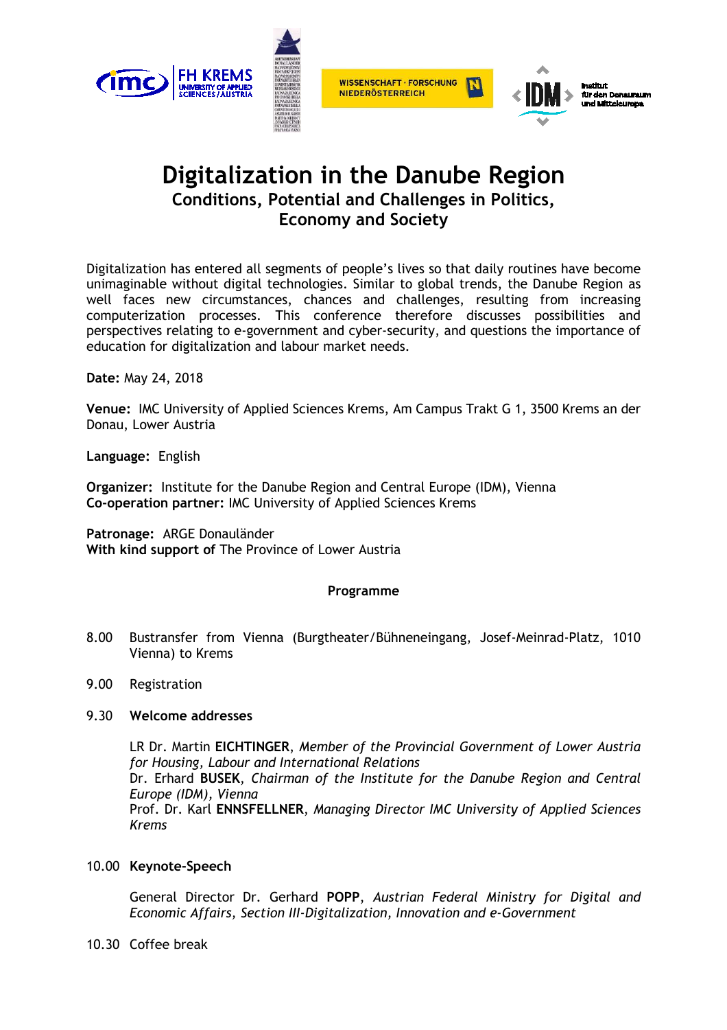# Digitalization in the Danube Region

## Conditions, Potential and Challenges in Politics, Economy and Society

Digitalization has entered all segments of people's lives so that daily routines have become unimaginable without digital technologies. Similar to global trends, the Danube Region as well faces new circumstances, chances and challenges, resulting from increasing computerization processes. This conference therefore discusses possibilities and perspectives relating to e-government and cyber-security, and questions the importance of education for digitalization and labour market needs.

**Date:** May 24, 2018

**Venue:** IMC University of Applied Sciences Krems, Am Campus Trakt G 1, 3500 Krems an der Donau, Lower Austria

**Language:** English

**Organizer:** Institute for the Danube Region and Central Europe (IDM), Vienna
**Co-operation partner:** IMC University of Applied Sciences Krems

**Patronage:** ARGE Donauländer
**With kind support of** The Province of Lower Austria

**Programme**

8.00 Bustransfer from Vienna (Burgtheater/Bühneneingang, Josef-Meinrad-Platz, 1010 Vienna) to Krems

9.00 Registration

9.30 **Welcome addresses**

LR Dr. Martin **EICHTINGER**, *Member of the Provincial Government of Lower Austria for Housing, Labour and International Relations*
Dr. Erhard **BUSEK**, *Chairman of the Institute for the Danube Region and Central Europe (IDM), Vienna*
Prof. Dr. Karl **ENNSFELLNER**, *Managing Director IMC University of Applied Sciences Krems*

10.00 **Keynote-Speech**

General Director Dr. Gerhard **POPP**, *Austrian Federal Ministry for Digital and Economic Affairs, Section III-Digitalization, Innovation and e-Government*

10.30 Coffee break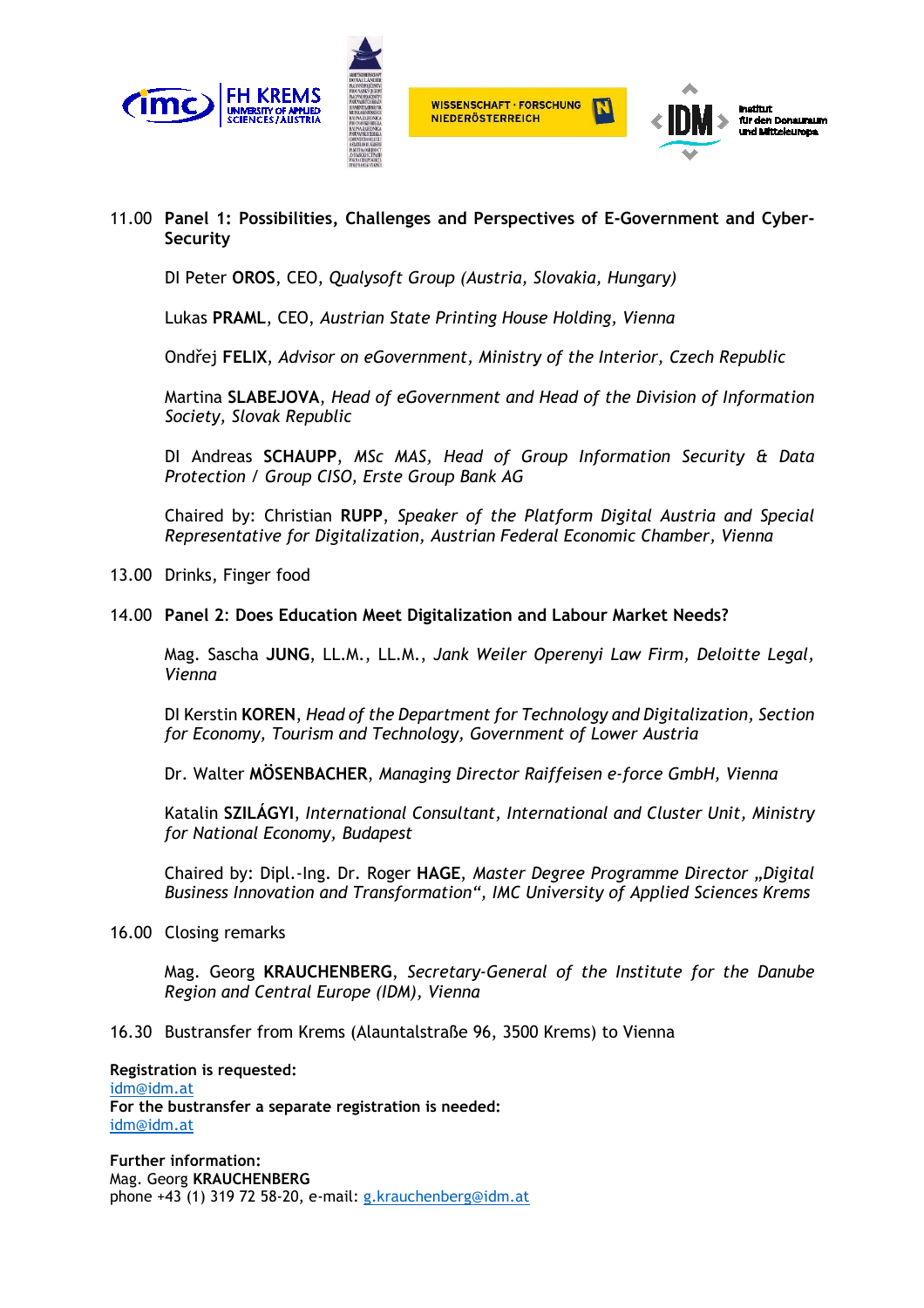**11.00 Panel 1: Possibilities, Challenges and Perspectives of E-Government and Cyber-Security**

DI Peter **OROS**, CEO, *Qualysoft Group (Austria, Slovakia, Hungary)*

Lukas **PRAML**, CEO, *Austrian State Printing House Holding, Vienna*

Ondřej **FELIX**, *Advisor on eGovernment, Ministry of the Interior, Czech Republic*

Martina **SLABEJOVA**, *Head of eGovernment and Head of the Division of Information Society, Slovak Republic*

DI Andreas **SCHAUPP**, *MSc MAS, Head of Group Information Security & Data Protection / Group CISO, Erste Group Bank AG*

Chaired by: Christian **RUPP**, *Speaker of the Platform Digital Austria and Special Representative for Digitalization, Austrian Federal Economic Chamber, Vienna*

13.00 Drinks, Finger food

**14.00 Panel 2: Does Education Meet Digitalization and Labour Market Needs?**

Mag. Sascha **JUNG**, LL.M., LL.M., *Jank Weiler Operenyi Law Firm, Deloitte Legal, Vienna*

DI Kerstin **KOREN**, *Head of the Department for Technology and Digitalization, Section for Economy, Tourism and Technology, Government of Lower Austria*

Dr. Walter **MÖSENBACHER**, *Managing Director Raiffeisen e-force GmbH, Vienna*

Katalin **SZILÁGYI**, *International Consultant, International and Cluster Unit, Ministry for National Economy, Budapest*

Chaired by: Dipl.-Ing. Dr. Roger **HAGE**, *Master Degree Programme Director „Digital Business Innovation and Transformation", IMC University of Applied Sciences Krems*

16.00 Closing remarks

Mag. Georg **KRAUCHENBERG**, *Secretary-General of the Institute for the Danube Region and Central Europe (IDM), Vienna*

16.30 Bustransfer from Krems (Alauntalstraße 96, 3500 Krems) to Vienna

**Registration is requested:**
idm@idm.at
**For the bustransfer a separate registration is needed:**
idm@idm.at

**Further information:**
Mag. Georg **KRAUCHENBERG**
phone +43 (1) 319 72 58-20, e-mail: g.krauchenberg@idm.at